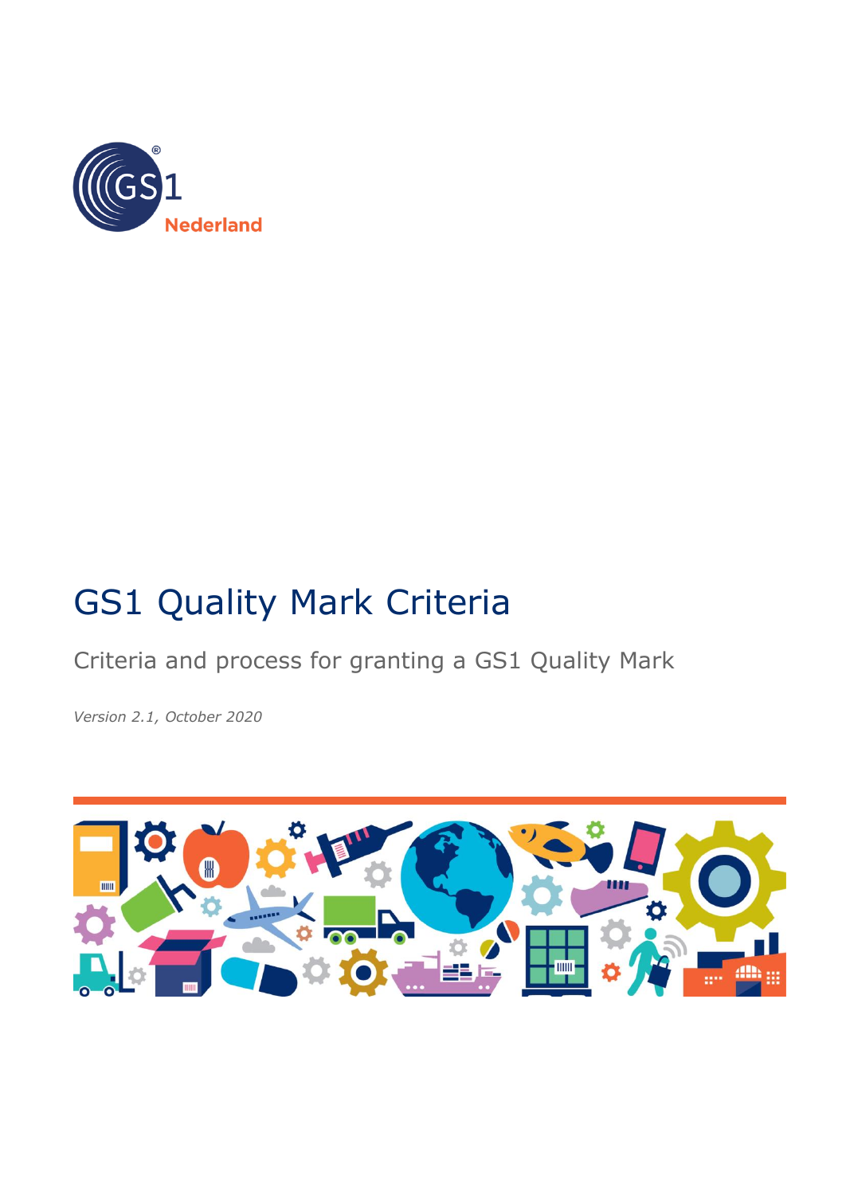# GS1 Quality Mark Criteria

Criteria and process for granting a GS1 Quality Mark

*Version 2.1, October 2020*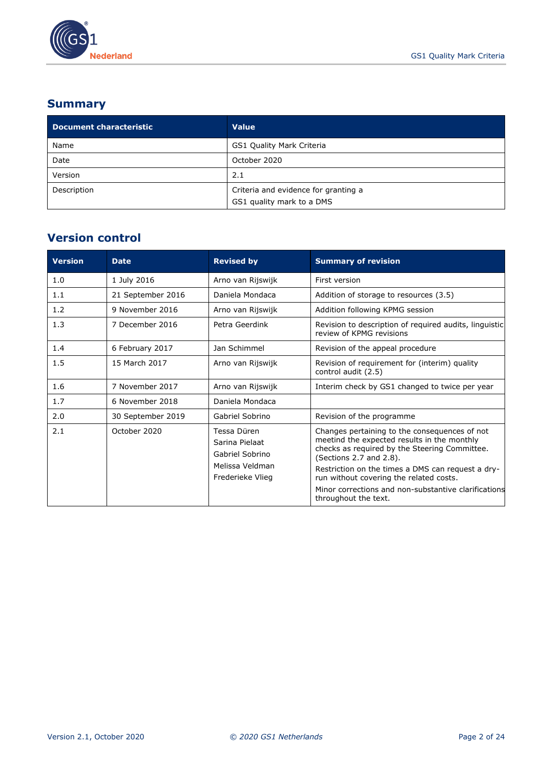## Summary

| Document characteristic | Value |
|---|---|
| Name | GS1 Quality Mark Criteria |
| Date | October 2020 |
| Version | 2.1 |
| Description | Criteria and evidence for granting a GS1 quality mark to a DMS |

## Version control

| Version | Date | Revised by | Summary of revision |
|---|---|---|---|
| 1.0 | 1 July 2016 | Arno van Rijswijk | First version |
| 1.1 | 21 September 2016 | Daniela Mondaca | Addition of storage to resources (3.5) |
| 1.2 | 9 November 2016 | Arno van Rijswijk | Addition following KPMG session |
| 1.3 | 7 December 2016 | Petra Geerdink | Revision to description of required audits, linguistic review of KPMG revisions |
| 1.4 | 6 February 2017 | Jan Schimmel | Revision of the appeal procedure |
| 1.5 | 15 March 2017 | Arno van Rijswijk | Revision of requirement for (interim) quality control audit (2.5) |
| 1.6 | 7 November 2017 | Arno van Rijswijk | Interim check by GS1 changed to twice per year |
| 1.7 | 6 November 2018 | Daniela Mondaca | |
| 2.0 | 30 September 2019 | Gabriel Sobrino | Revision of the programme |
| 2.1 | October 2020 | Tessa Düren<br>Sarina Pielaat<br>Gabriel Sobrino<br>Melissa Veldman<br>Frederieke Vlieg | Changes pertaining to the consequences of not meetind the expected results in the monthly checks as required by the Steering Committee. (Sections 2.7 and 2.8).<br>Restriction on the times a DMS can request a dry-run without covering the related costs.<br>Minor corrections and non-substantive clarifications throughout the text. |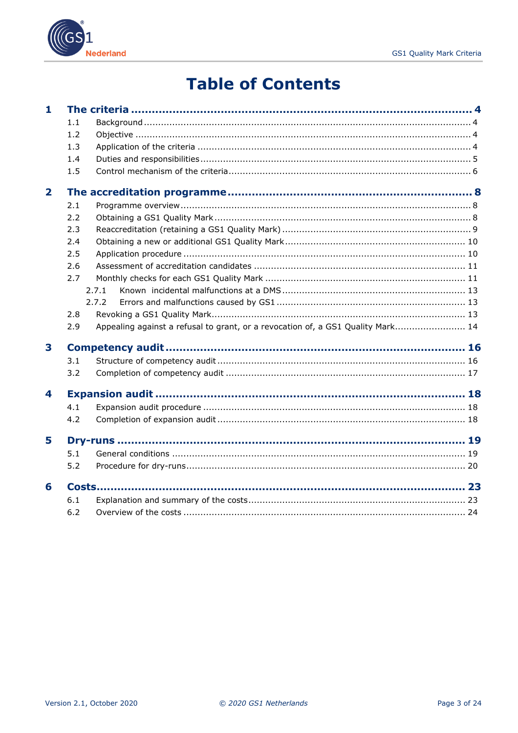# Table of Contents

**1 The criteria ..... 4**

- 1.1 Background ..... 4
- 1.2 Objective ..... 4
- 1.3 Application of the criteria ..... 4
- 1.4 Duties and responsibilities ..... 5
- 1.5 Control mechanism of the criteria ..... 6

**2 The accreditation programme ..... 8**

- 2.1 Programme overview ..... 8
- 2.2 Obtaining a GS1 Quality Mark ..... 8
- 2.3 Reaccreditation (retaining a GS1 Quality Mark) ..... 9
- 2.4 Obtaining a new or additional GS1 Quality Mark ..... 10
- 2.5 Application procedure ..... 10
- 2.6 Assessment of accreditation candidates ..... 11
- 2.7 Monthly checks for each GS1 Quality Mark ..... 11
  - 2.7.1 Known incidental malfunctions at a DMS ..... 13
  - 2.7.2 Errors and malfunctions caused by GS1 ..... 13
- 2.8 Revoking a GS1 Quality Mark ..... 13
- 2.9 Appealing against a refusal to grant, or a revocation of, a GS1 Quality Mark ..... 14

**3 Competency audit ..... 16**

- 3.1 Structure of competency audit ..... 16
- 3.2 Completion of competency audit ..... 17

**4 Expansion audit ..... 18**

- 4.1 Expansion audit procedure ..... 18
- 4.2 Completion of expansion audit ..... 18

**5 Dry-runs ..... 19**

- 5.1 General conditions ..... 19
- 5.2 Procedure for dry-runs ..... 20

**6 Costs ..... 23**

- 6.1 Explanation and summary of the costs ..... 23
- 6.2 Overview of the costs ..... 24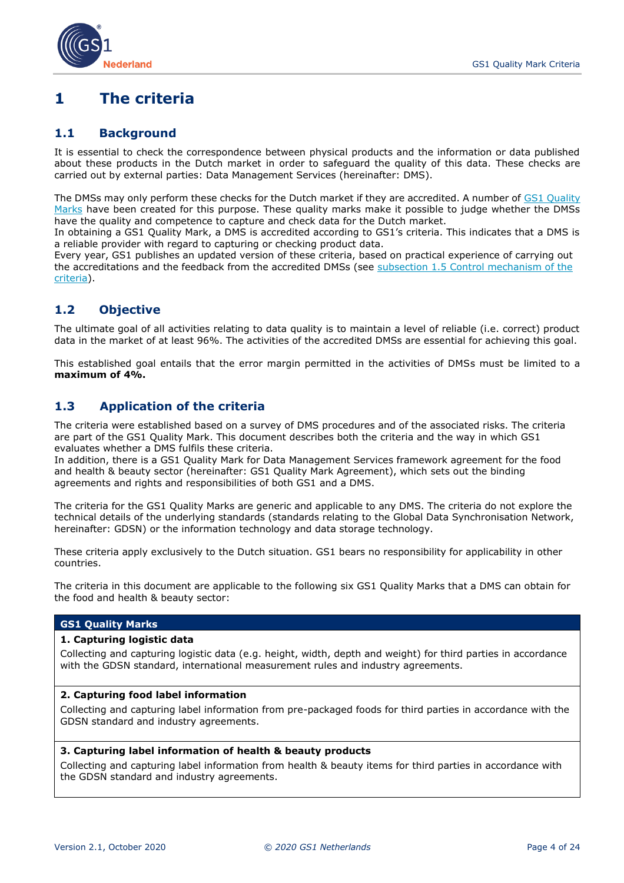# 1 The criteria

## 1.1 Background

It is essential to check the correspondence between physical products and the information or data published about these products in the Dutch market in order to safeguard the quality of this data. These checks are carried out by external parties: Data Management Services (hereinafter: DMS).

The DMSs may only perform these checks for the Dutch market if they are accredited. A number of GS1 Quality Marks have been created for this purpose. These quality marks make it possible to judge whether the DMSs have the quality and competence to capture and check data for the Dutch market.
In obtaining a GS1 Quality Mark, a DMS is accredited according to GS1's criteria. This indicates that a DMS is a reliable provider with regard to capturing or checking product data.
Every year, GS1 publishes an updated version of these criteria, based on practical experience of carrying out the accreditations and the feedback from the accredited DMSs (see subsection 1.5 Control mechanism of the criteria).

## 1.2 Objective

The ultimate goal of all activities relating to data quality is to maintain a level of reliable (i.e. correct) product data in the market of at least 96%. The activities of the accredited DMSs are essential for achieving this goal.

This established goal entails that the error margin permitted in the activities of DMSs must be limited to a **maximum of 4%.**

## 1.3 Application of the criteria

The criteria were established based on a survey of DMS procedures and of the associated risks. The criteria are part of the GS1 Quality Mark. This document describes both the criteria and the way in which GS1 evaluates whether a DMS fulfils these criteria.
In addition, there is a GS1 Quality Mark for Data Management Services framework agreement for the food and health & beauty sector (hereinafter: GS1 Quality Mark Agreement), which sets out the binding agreements and rights and responsibilities of both GS1 and a DMS.

The criteria for the GS1 Quality Marks are generic and applicable to any DMS. The criteria do not explore the technical details of the underlying standards (standards relating to the Global Data Synchronisation Network, hereinafter: GDSN) or the information technology and data storage technology.

These criteria apply exclusively to the Dutch situation. GS1 bears no responsibility for applicability in other countries.

The criteria in this document are applicable to the following six GS1 Quality Marks that a DMS can obtain for the food and health & beauty sector:

| GS1 Quality Marks |
|---|
| **1. Capturing logistic data**<br>Collecting and capturing logistic data (e.g. height, width, depth and weight) for third parties in accordance with the GDSN standard, international measurement rules and industry agreements. |
| **2. Capturing food label information**<br>Collecting and capturing label information from pre-packaged foods for third parties in accordance with the GDSN standard and industry agreements. |
| **3. Capturing label information of health & beauty products**<br>Collecting and capturing label information from health & beauty items for third parties in accordance with the GDSN standard and industry agreements. |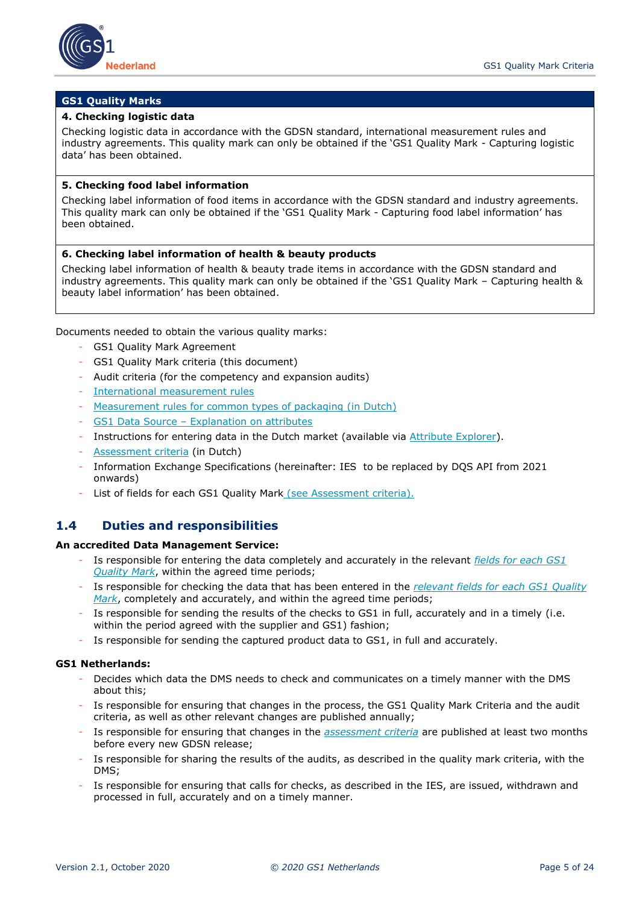**GS1 Quality Marks**

**4. Checking logistic data**

Checking logistic data in accordance with the GDSN standard, international measurement rules and industry agreements. This quality mark can only be obtained if the 'GS1 Quality Mark - Capturing logistic data' has been obtained.

**5. Checking food label information**

Checking label information of food items in accordance with the GDSN standard and industry agreements. This quality mark can only be obtained if the 'GS1 Quality Mark - Capturing food label information' has been obtained.

**6. Checking label information of health & beauty products**

Checking label information of health & beauty trade items in accordance with the GDSN standard and industry agreements. This quality mark can only be obtained if the 'GS1 Quality Mark – Capturing health & beauty label information' has been obtained.

Documents needed to obtain the various quality marks:

- GS1 Quality Mark Agreement
- GS1 Quality Mark criteria (this document)
- Audit criteria (for the competency and expansion audits)
- International measurement rules
- Measurement rules for common types of packaging (in Dutch)
- GS1 Data Source – Explanation on attributes
- Instructions for entering data in the Dutch market (available via Attribute Explorer).
- Assessment criteria (in Dutch)
- Information Exchange Specifications (hereinafter: IES to be replaced by DQS API from 2021 onwards)
- List of fields for each GS1 Quality Mark (see Assessment criteria).

## 1.4 Duties and responsibilities

**An accredited Data Management Service:**

- Is responsible for entering the data completely and accurately in the relevant *fields for each GS1 Quality Mark*, within the agreed time periods;
- Is responsible for checking the data that has been entered in the *relevant fields for each GS1 Quality Mark*, completely and accurately, and within the agreed time periods;
- Is responsible for sending the results of the checks to GS1 in full, accurately and in a timely (i.e. within the period agreed with the supplier and GS1) fashion;
- Is responsible for sending the captured product data to GS1, in full and accurately.

**GS1 Netherlands:**

- Decides which data the DMS needs to check and communicates on a timely manner with the DMS about this;
- Is responsible for ensuring that changes in the process, the GS1 Quality Mark Criteria and the audit criteria, as well as other relevant changes are published annually;
- Is responsible for ensuring that changes in the *assessment criteria* are published at least two months before every new GDSN release;
- Is responsible for sharing the results of the audits, as described in the quality mark criteria, with the DMS;
- Is responsible for ensuring that calls for checks, as described in the IES, are issued, withdrawn and processed in full, accurately and on a timely manner.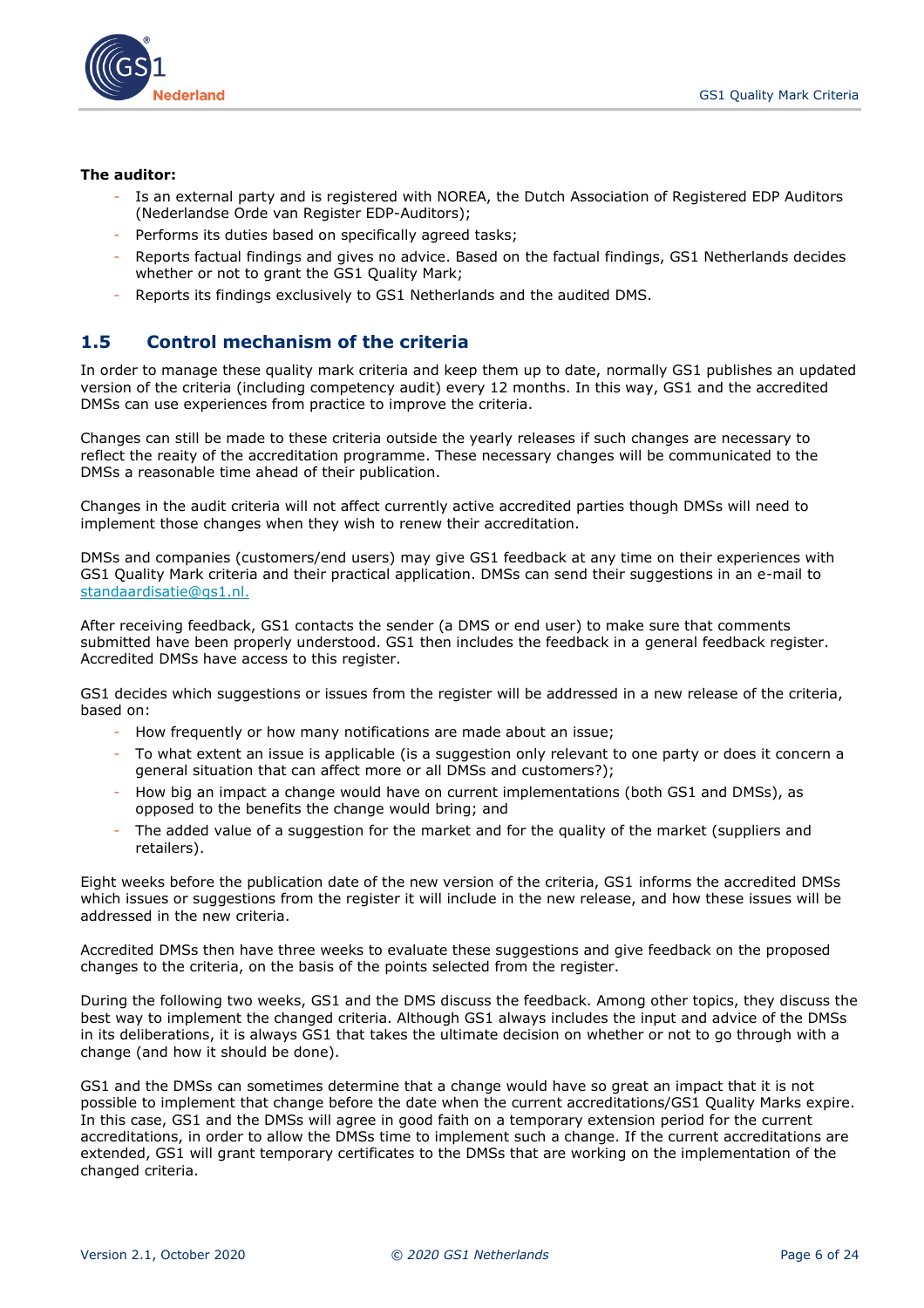**The auditor:**

- Is an external party and is registered with NOREA, the Dutch Association of Registered EDP Auditors (Nederlandse Orde van Register EDP-Auditors);
- Performs its duties based on specifically agreed tasks;
- Reports factual findings and gives no advice. Based on the factual findings, GS1 Netherlands decides whether or not to grant the GS1 Quality Mark;
- Reports its findings exclusively to GS1 Netherlands and the audited DMS.

## 1.5 Control mechanism of the criteria

In order to manage these quality mark criteria and keep them up to date, normally GS1 publishes an updated version of the criteria (including competency audit) every 12 months. In this way, GS1 and the accredited DMSs can use experiences from practice to improve the criteria.

Changes can still be made to these criteria outside the yearly releases if such changes are necessary to reflect the reaity of the accreditation programme. These necessary changes will be communicated to the DMSs a reasonable time ahead of their publication.

Changes in the audit criteria will not affect currently active accredited parties though DMSs will need to implement those changes when they wish to renew their accreditation.

DMSs and companies (customers/end users) may give GS1 feedback at any time on their experiences with GS1 Quality Mark criteria and their practical application. DMSs can send their suggestions in an e-mail to standaardisatie@gs1.nl.

After receiving feedback, GS1 contacts the sender (a DMS or end user) to make sure that comments submitted have been properly understood. GS1 then includes the feedback in a general feedback register. Accredited DMSs have access to this register.

GS1 decides which suggestions or issues from the register will be addressed in a new release of the criteria, based on:

- How frequently or how many notifications are made about an issue;
- To what extent an issue is applicable (is a suggestion only relevant to one party or does it concern a general situation that can affect more or all DMSs and customers?);
- How big an impact a change would have on current implementations (both GS1 and DMSs), as opposed to the benefits the change would bring; and
- The added value of a suggestion for the market and for the quality of the market (suppliers and retailers).

Eight weeks before the publication date of the new version of the criteria, GS1 informs the accredited DMSs which issues or suggestions from the register it will include in the new release, and how these issues will be addressed in the new criteria.

Accredited DMSs then have three weeks to evaluate these suggestions and give feedback on the proposed changes to the criteria, on the basis of the points selected from the register.

During the following two weeks, GS1 and the DMS discuss the feedback. Among other topics, they discuss the best way to implement the changed criteria. Although GS1 always includes the input and advice of the DMSs in its deliberations, it is always GS1 that takes the ultimate decision on whether or not to go through with a change (and how it should be done).

GS1 and the DMSs can sometimes determine that a change would have so great an impact that it is not possible to implement that change before the date when the current accreditations/GS1 Quality Marks expire. In this case, GS1 and the DMSs will agree in good faith on a temporary extension period for the current accreditations, in order to allow the DMSs time to implement such a change. If the current accreditations are extended, GS1 will grant temporary certificates to the DMSs that are working on the implementation of the changed criteria.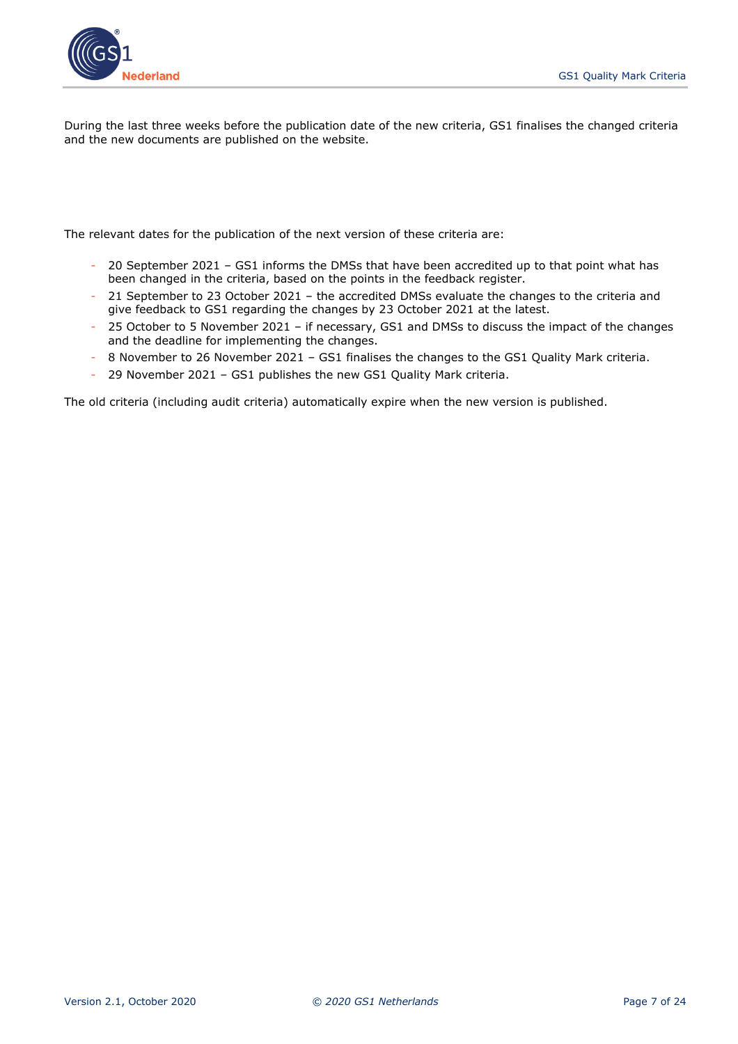During the last three weeks before the publication date of the new criteria, GS1 finalises the changed criteria and the new documents are published on the website.

The relevant dates for the publication of the next version of these criteria are:

- 20 September 2021 – GS1 informs the DMSs that have been accredited up to that point what has been changed in the criteria, based on the points in the feedback register.
- 21 September to 23 October 2021 – the accredited DMSs evaluate the changes to the criteria and give feedback to GS1 regarding the changes by 23 October 2021 at the latest.
- 25 October to 5 November 2021 – if necessary, GS1 and DMSs to discuss the impact of the changes and the deadline for implementing the changes.
- 8 November to 26 November 2021 – GS1 finalises the changes to the GS1 Quality Mark criteria.
- 29 November 2021 – GS1 publishes the new GS1 Quality Mark criteria.

The old criteria (including audit criteria) automatically expire when the new version is published.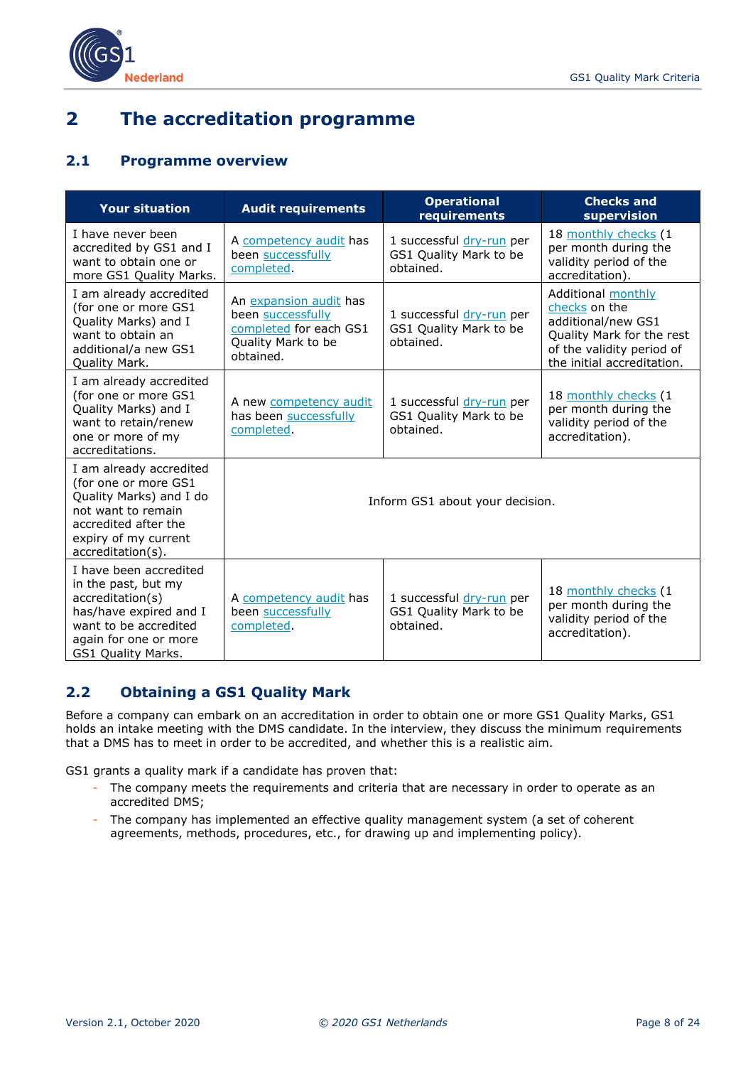# 2 The accreditation programme

## 2.1 Programme overview

| Your situation | Audit requirements | Operational requirements | Checks and supervision |
|---|---|---|---|
| I have never been accredited by GS1 and I want to obtain one or more GS1 Quality Marks. | A competency audit has been successfully completed. | 1 successful dry-run per GS1 Quality Mark to be obtained. | 18 monthly checks (1 per month during the validity period of the accreditation). |
| I am already accredited (for one or more GS1 Quality Marks) and I want to obtain an additional/a new GS1 Quality Mark. | An expansion audit has been successfully completed for each GS1 Quality Mark to be obtained. | 1 successful dry-run per GS1 Quality Mark to be obtained. | Additional monthly checks on the additional/new GS1 Quality Mark for the rest of the validity period of the initial accreditation. |
| I am already accredited (for one or more GS1 Quality Marks) and I want to retain/renew one or more of my accreditations. | A new competency audit has been successfully completed. | 1 successful dry-run per GS1 Quality Mark to be obtained. | 18 monthly checks (1 per month during the validity period of the accreditation). |
| I am already accredited (for one or more GS1 Quality Marks) and I do not want to remain accredited after the expiry of my current accreditation(s). | Inform GS1 about your decision. | | |
| I have been accredited in the past, but my accreditation(s) has/have expired and I want to be accredited again for one or more GS1 Quality Marks. | A competency audit has been successfully completed. | 1 successful dry-run per GS1 Quality Mark to be obtained. | 18 monthly checks (1 per month during the validity period of the accreditation). |

## 2.2 Obtaining a GS1 Quality Mark

Before a company can embark on an accreditation in order to obtain one or more GS1 Quality Marks, GS1 holds an intake meeting with the DMS candidate. In the interview, they discuss the minimum requirements that a DMS has to meet in order to be accredited, and whether this is a realistic aim.

GS1 grants a quality mark if a candidate has proven that:

- The company meets the requirements and criteria that are necessary in order to operate as an accredited DMS;
- The company has implemented an effective quality management system (a set of coherent agreements, methods, procedures, etc., for drawing up and implementing policy).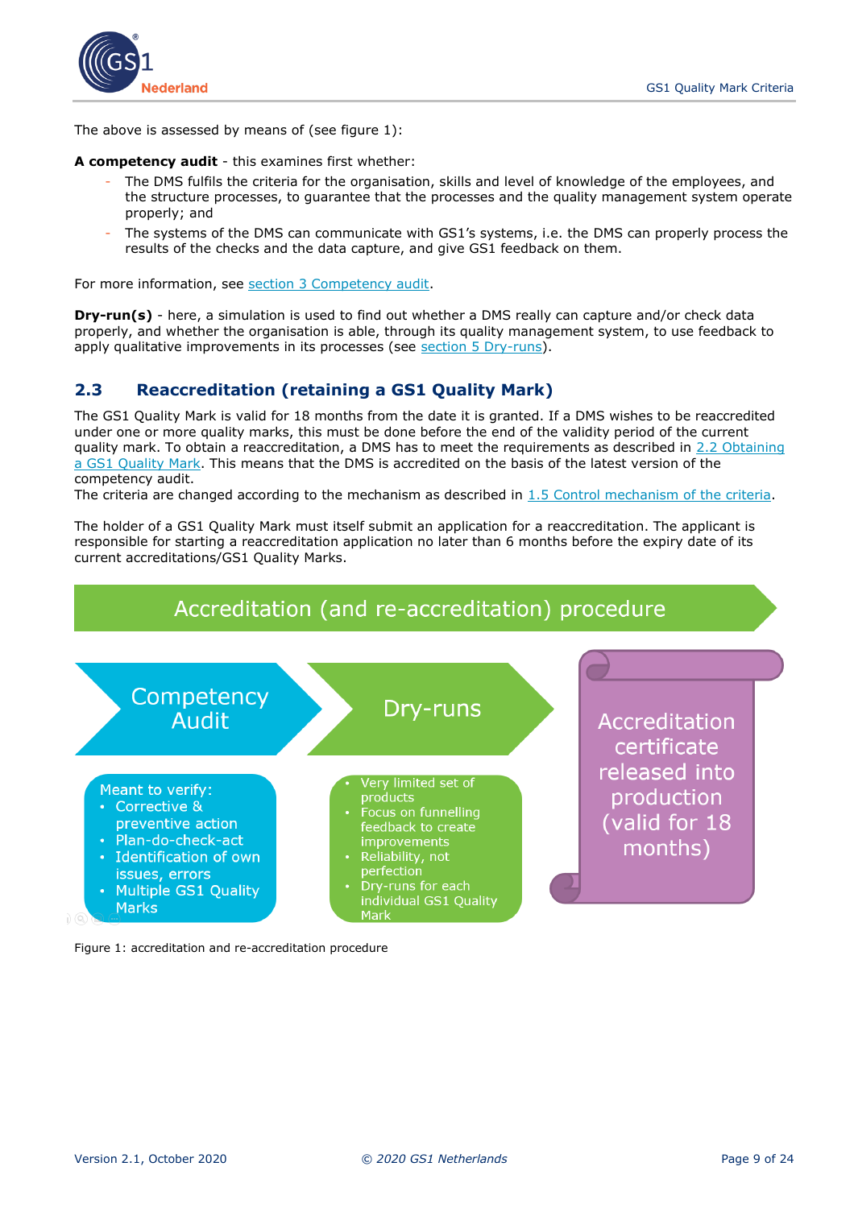The above is assessed by means of (see figure 1):

**A competency audit** - this examines first whether:

- The DMS fulfils the criteria for the organisation, skills and level of knowledge of the employees, and the structure processes, to guarantee that the processes and the quality management system operate properly; and
- The systems of the DMS can communicate with GS1's systems, i.e. the DMS can properly process the results of the checks and the data capture, and give GS1 feedback on them.

For more information, see section 3 Competency audit.

**Dry-run(s)** - here, a simulation is used to find out whether a DMS really can capture and/or check data properly, and whether the organisation is able, through its quality management system, to use feedback to apply qualitative improvements in its processes (see section 5 Dry-runs).

## 2.3 Reaccreditation (retaining a GS1 Quality Mark)

The GS1 Quality Mark is valid for 18 months from the date it is granted. If a DMS wishes to be reaccredited under one or more quality marks, this must be done before the end of the validity period of the current quality mark. To obtain a reaccreditation, a DMS has to meet the requirements as described in 2.2 Obtaining a GS1 Quality Mark. This means that the DMS is accredited on the basis of the latest version of the competency audit.
The criteria are changed according to the mechanism as described in 1.5 Control mechanism of the criteria.

The holder of a GS1 Quality Mark must itself submit an application for a reaccreditation. The applicant is responsible for starting a reaccreditation application no later than 6 months before the expiry date of its current accreditations/GS1 Quality Marks.

**Accreditation (and re-accreditation) procedure**

**Competency Audit**

Meant to verify:
- Corrective & preventive action
- Plan-do-check-act
- Identification of own issues, errors
- Multiple GS1 Quality Marks

**Dry-runs**

- Very limited set of products
- Focus on funnelling feedback to create improvements
- Reliability, not perfection
- Dry-runs for each individual GS1 Quality Mark

**Accreditation certificate released into production (valid for 18 months)**

Figure 1: accreditation and re-accreditation procedure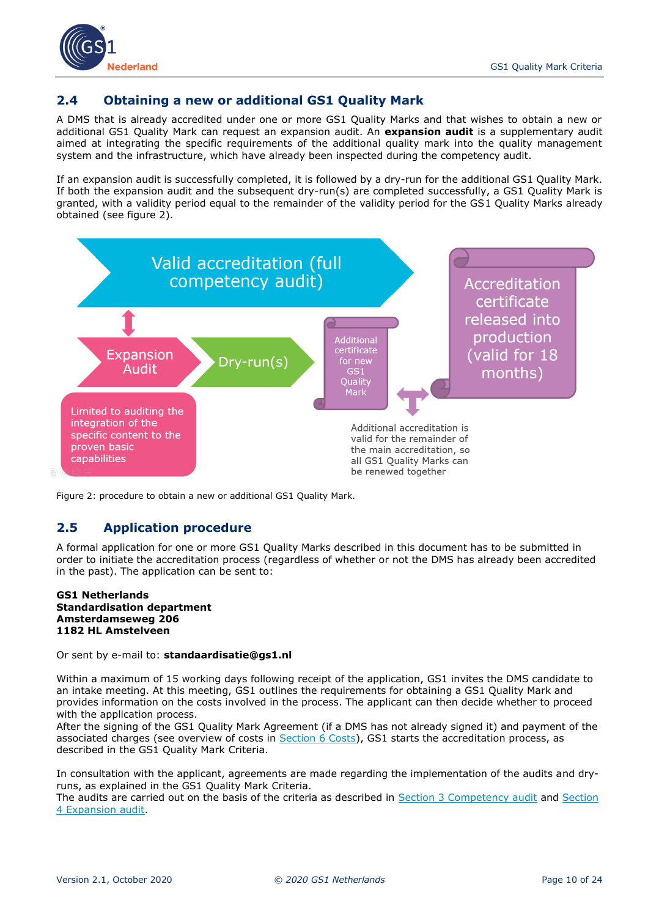## 2.4 Obtaining a new or additional GS1 Quality Mark

A DMS that is already accredited under one or more GS1 Quality Marks and that wishes to obtain a new or additional GS1 Quality Mark can request an expansion audit. An **expansion audit** is a supplementary audit aimed at integrating the specific requirements of the additional quality mark into the quality management system and the infrastructure, which have already been inspected during the competency audit.

If an expansion audit is successfully completed, it is followed by a dry-run for the additional GS1 Quality Mark. If both the expansion audit and the subsequent dry-run(s) are completed successfully, a GS1 Quality Mark is granted, with a validity period equal to the remainder of the validity period for the GS1 Quality Marks already obtained (see figure 2).

Valid accreditation (full competency audit)

Expansion Audit

Dry-run(s)

Additional certificate for new GS1 Quality Mark

Accreditation certificate released into production (valid for 18 months)

Limited to auditing the integration of the specific content to the proven basic capabilities

Additional accreditation is valid for the remainder of the main accreditation, so all GS1 Quality Marks can be renewed together

Figure 2: procedure to obtain a new or additional GS1 Quality Mark.

## 2.5 Application procedure

A formal application for one or more GS1 Quality Marks described in this document has to be submitted in order to initiate the accreditation process (regardless of whether or not the DMS has already been accredited in the past). The application can be sent to:

**GS1 Netherlands**
**Standardisation department**
**Amsterdamseweg 206**
**1182 HL Amstelveen**

Or sent by e-mail to: **standaardisatie@gs1.nl**

Within a maximum of 15 working days following receipt of the application, GS1 invites the DMS candidate to an intake meeting. At this meeting, GS1 outlines the requirements for obtaining a GS1 Quality Mark and provides information on the costs involved in the process. The applicant can then decide whether to proceed with the application process.
After the signing of the GS1 Quality Mark Agreement (if a DMS has not already signed it) and payment of the associated charges (see overview of costs in Section 6 Costs), GS1 starts the accreditation process, as described in the GS1 Quality Mark Criteria.

In consultation with the applicant, agreements are made regarding the implementation of the audits and dry-runs, as explained in the GS1 Quality Mark Criteria.
The audits are carried out on the basis of the criteria as described in Section 3 Competency audit and Section 4 Expansion audit.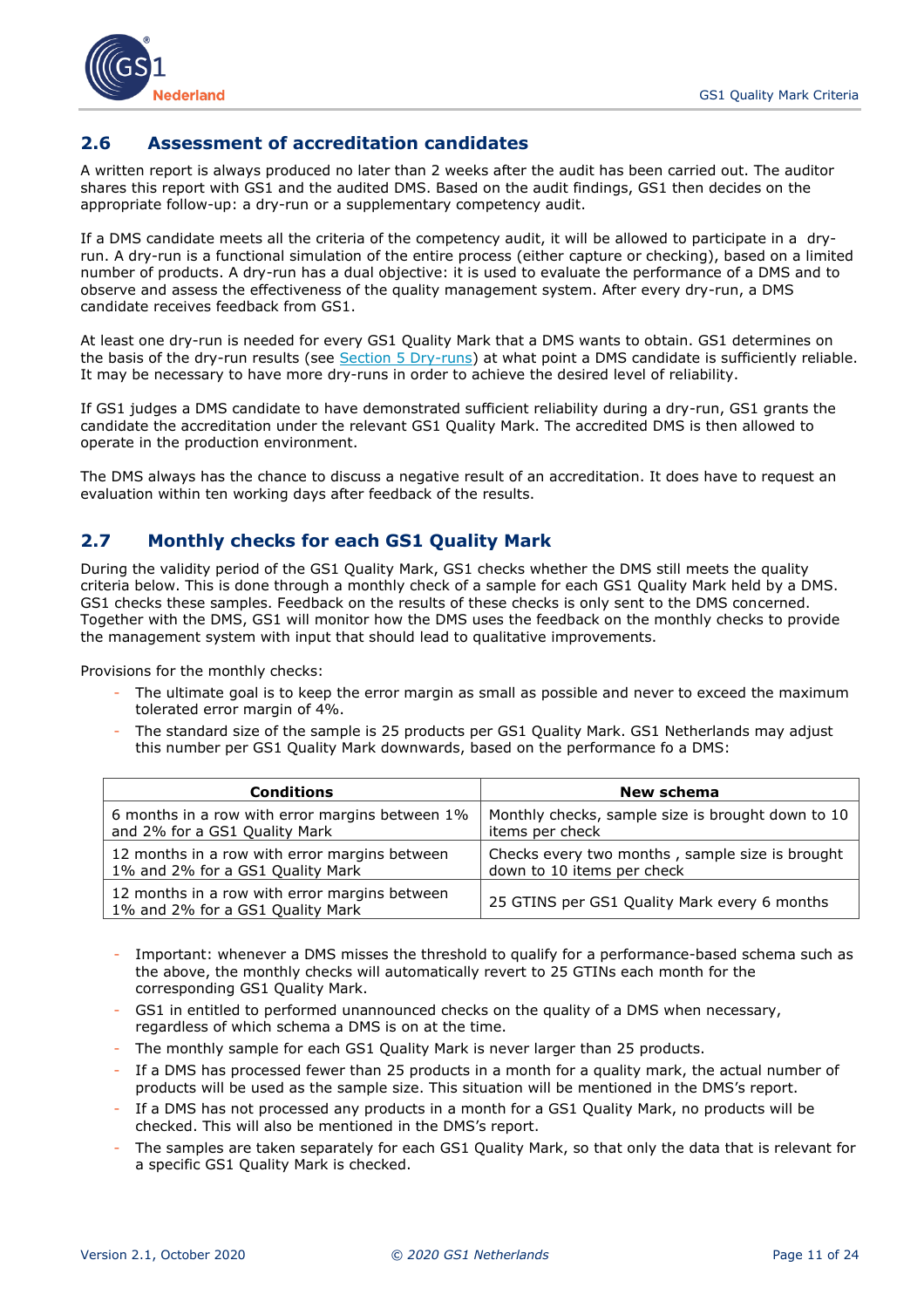## 2.6 Assessment of accreditation candidates

A written report is always produced no later than 2 weeks after the audit has been carried out. The auditor shares this report with GS1 and the audited DMS. Based on the audit findings, GS1 then decides on the appropriate follow-up: a dry-run or a supplementary competency audit.

If a DMS candidate meets all the criteria of the competency audit, it will be allowed to participate in a dry-run. A dry-run is a functional simulation of the entire process (either capture or checking), based on a limited number of products. A dry-run has a dual objective: it is used to evaluate the performance of a DMS and to observe and assess the effectiveness of the quality management system. After every dry-run, a DMS candidate receives feedback from GS1.

At least one dry-run is needed for every GS1 Quality Mark that a DMS wants to obtain. GS1 determines on the basis of the dry-run results (see Section 5 Dry-runs) at what point a DMS candidate is sufficiently reliable. It may be necessary to have more dry-runs in order to achieve the desired level of reliability.

If GS1 judges a DMS candidate to have demonstrated sufficient reliability during a dry-run, GS1 grants the candidate the accreditation under the relevant GS1 Quality Mark. The accredited DMS is then allowed to operate in the production environment.

The DMS always has the chance to discuss a negative result of an accreditation. It does have to request an evaluation within ten working days after feedback of the results.

## 2.7 Monthly checks for each GS1 Quality Mark

During the validity period of the GS1 Quality Mark, GS1 checks whether the DMS still meets the quality criteria below. This is done through a monthly check of a sample for each GS1 Quality Mark held by a DMS. GS1 checks these samples. Feedback on the results of these checks is only sent to the DMS concerned. Together with the DMS, GS1 will monitor how the DMS uses the feedback on the monthly checks to provide the management system with input that should lead to qualitative improvements.

Provisions for the monthly checks:

- The ultimate goal is to keep the error margin as small as possible and never to exceed the maximum tolerated error margin of 4%.
- The standard size of the sample is 25 products per GS1 Quality Mark. GS1 Netherlands may adjust this number per GS1 Quality Mark downwards, based on the performance fo a DMS:

| Conditions | New schema |
| --- | --- |
| 6 months in a row with error margins between 1% and 2% for a GS1 Quality Mark | Monthly checks, sample size is brought down to 10 items per check |
| 12 months in a row with error margins between 1% and 2% for a GS1 Quality Mark | Checks every two months , sample size is brought down to 10 items per check |
| 12 months in a row with error margins between 1% and 2% for a GS1 Quality Mark | 25 GTINS per GS1 Quality Mark every 6 months |

- Important: whenever a DMS misses the threshold to qualify for a performance-based schema such as the above, the monthly checks will automatically revert to 25 GTINs each month for the corresponding GS1 Quality Mark.
- GS1 in entitled to performed unannounced checks on the quality of a DMS when necessary, regardless of which schema a DMS is on at the time.
- The monthly sample for each GS1 Quality Mark is never larger than 25 products.
- If a DMS has processed fewer than 25 products in a month for a quality mark, the actual number of products will be used as the sample size. This situation will be mentioned in the DMS's report.
- If a DMS has not processed any products in a month for a GS1 Quality Mark, no products will be checked. This will also be mentioned in the DMS's report.
- The samples are taken separately for each GS1 Quality Mark, so that only the data that is relevant for a specific GS1 Quality Mark is checked.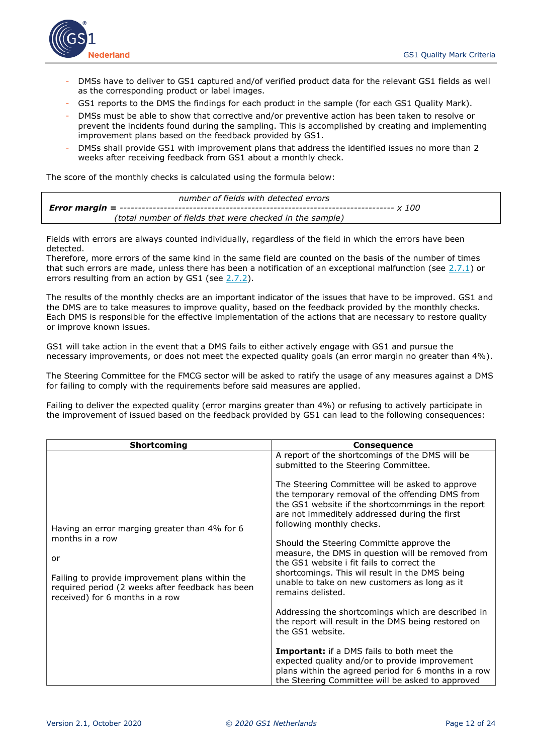- DMSs have to deliver to GS1 captured and/of verified product data for the relevant GS1 fields as well as the corresponding product or label images.
- GS1 reports to the DMS the findings for each product in the sample (for each GS1 Quality Mark).
- DMSs must be able to show that corrective and/or preventive action has been taken to resolve or prevent the incidents found during the sampling. This is accomplished by creating and implementing improvement plans based on the feedback provided by GS1.
- DMSs shall provide GS1 with improvement plans that address the identified issues no more than 2 weeks after receiving feedback from GS1 about a monthly check.

The score of the monthly checks is calculated using the formula below:

$$\textbf{Error margin} = \frac{\textit{number of fields with detected errors}}{\textit{(total number of fields that were checked in the sample)}} \times 100$$

Fields with errors are always counted individually, regardless of the field in which the errors have been detected.
Therefore, more errors of the same kind in the same field are counted on the basis of the number of times that such errors are made, unless there has been a notification of an exceptional malfunction (see 2.7.1) or errors resulting from an action by GS1 (see 2.7.2).

The results of the monthly checks are an important indicator of the issues that have to be improved. GS1 and the DMS are to take measures to improve quality, based on the feedback provided by the monthly checks. Each DMS is responsible for the effective implementation of the actions that are necessary to restore quality or improve known issues.

GS1 will take action in the event that a DMS fails to either actively engage with GS1 and pursue the necessary improvements, or does not meet the expected quality goals (an error margin no greater than 4%).

The Steering Committee for the FMCG sector will be asked to ratify the usage of any measures against a DMS for failing to comply with the requirements before said measures are applied.

Failing to deliver the expected quality (error margins greater than 4%) or refusing to actively participate in the improvement of issued based on the feedback provided by GS1 can lead to the following consequences:

| Shortcoming | Consequence |
| --- | --- |
| Having an error marging greater than 4% for 6 months in a row<br><br>or<br><br>Failing to provide improvement plans within the required period (2 weeks after feedback has been received) for 6 months in a row | A report of the shortcomings of the DMS will be submitted to the Steering Committee.<br><br>The Steering Committee will be asked to approve the temporary removal of the offending DMS from the GS1 website if the shortcommings in the report are not immeditely addressed during the first following monthly checks.<br><br>Should the Steering Committe approve the measure, the DMS in question will be removed from the GS1 website i fit fails to correct the shortcomings. This wil result in the DMS being unable to take on new customers as long as it remains delisted.<br><br>Addressing the shortcomings which are described in the report will result in the DMS being restored on the GS1 website.<br><br>**Important:** if a DMS fails to both meet the expected quality and/or to provide improvement plans within the agreed period for 6 months in a row the Steering Committee will be asked to approved |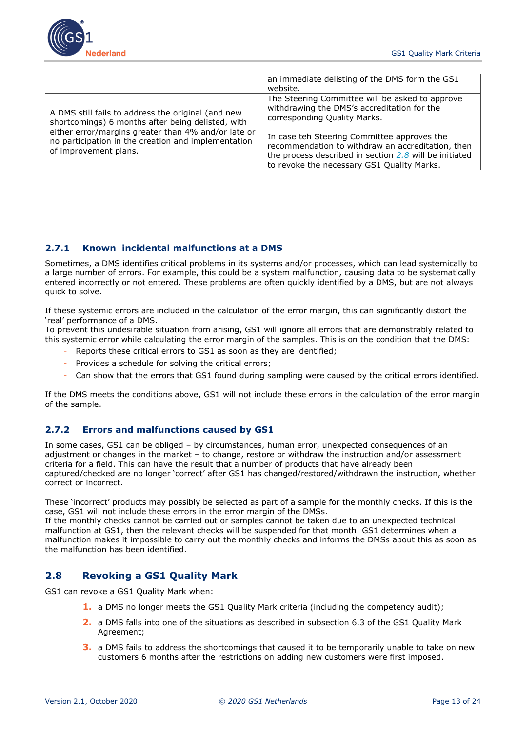| | |
|---|---|
| | an immediate delisting of the DMS form the GS1 website. |
| A DMS still fails to address the original (and new shortcomings) 6 months after being delisted, with either error/margins greater than 4% and/or late or no participation in the creation and implementation of improvement plans. | The Steering Committee will be asked to approve withdrawing the DMS's accreditation for the corresponding Quality Marks.<br><br>In case teh Steering Committee approves the recommendation to withdraw an accreditation, then the process described in section 2.8 will be initiated to revoke the necessary GS1 Quality Marks. |

### 2.7.1 Known incidental malfunctions at a DMS

Sometimes, a DMS identifies critical problems in its systems and/or processes, which can lead systemically to a large number of errors. For example, this could be a system malfunction, causing data to be systematically entered incorrectly or not entered. These problems are often quickly identified by a DMS, but are not always quick to solve.

If these systemic errors are included in the calculation of the error margin, this can significantly distort the 'real' performance of a DMS.
To prevent this undesirable situation from arising, GS1 will ignore all errors that are demonstrably related to this systemic error while calculating the error margin of the samples. This is on the condition that the DMS:

- Reports these critical errors to GS1 as soon as they are identified;
- Provides a schedule for solving the critical errors;
- Can show that the errors that GS1 found during sampling were caused by the critical errors identified.

If the DMS meets the conditions above, GS1 will not include these errors in the calculation of the error margin of the sample.

### 2.7.2 Errors and malfunctions caused by GS1

In some cases, GS1 can be obliged – by circumstances, human error, unexpected consequences of an adjustment or changes in the market – to change, restore or withdraw the instruction and/or assessment criteria for a field. This can have the result that a number of products that have already been captured/checked are no longer 'correct' after GS1 has changed/restored/withdrawn the instruction, whether correct or incorrect.

These 'incorrect' products may possibly be selected as part of a sample for the monthly checks. If this is the case, GS1 will not include these errors in the error margin of the DMSs.
If the monthly checks cannot be carried out or samples cannot be taken due to an unexpected technical malfunction at GS1, then the relevant checks will be suspended for that month. GS1 determines when a malfunction makes it impossible to carry out the monthly checks and informs the DMSs about this as soon as the malfunction has been identified.

## 2.8 Revoking a GS1 Quality Mark

GS1 can revoke a GS1 Quality Mark when:

1. a DMS no longer meets the GS1 Quality Mark criteria (including the competency audit);
2. a DMS falls into one of the situations as described in subsection 6.3 of the GS1 Quality Mark Agreement;
3. a DMS fails to address the shortcomings that caused it to be temporarily unable to take on new customers 6 months after the restrictions on adding new customers were first imposed.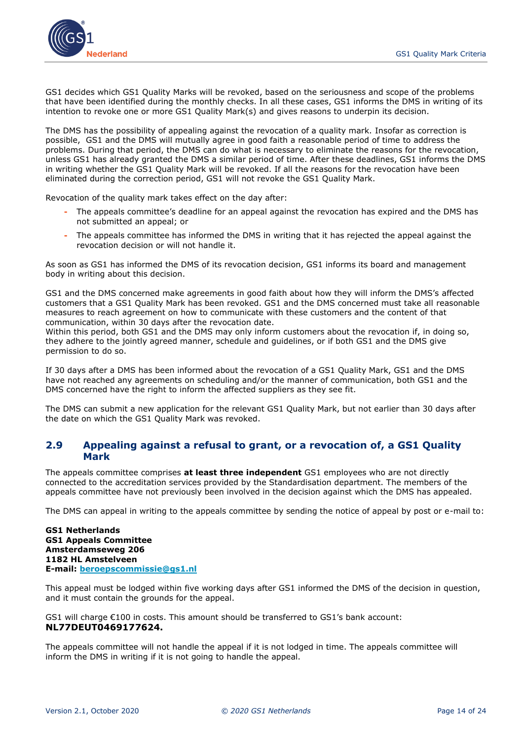GS1 decides which GS1 Quality Marks will be revoked, based on the seriousness and scope of the problems that have been identified during the monthly checks. In all these cases, GS1 informs the DMS in writing of its intention to revoke one or more GS1 Quality Mark(s) and gives reasons to underpin its decision.

The DMS has the possibility of appealing against the revocation of a quality mark. Insofar as correction is possible, GS1 and the DMS will mutually agree in good faith a reasonable period of time to address the problems. During that period, the DMS can do what is necessary to eliminate the reasons for the revocation, unless GS1 has already granted the DMS a similar period of time. After these deadlines, GS1 informs the DMS in writing whether the GS1 Quality Mark will be revoked. If all the reasons for the revocation have been eliminated during the correction period, GS1 will not revoke the GS1 Quality Mark.

Revocation of the quality mark takes effect on the day after:

- The appeals committee's deadline for an appeal against the revocation has expired and the DMS has not submitted an appeal; or
- The appeals committee has informed the DMS in writing that it has rejected the appeal against the revocation decision or will not handle it.

As soon as GS1 has informed the DMS of its revocation decision, GS1 informs its board and management body in writing about this decision.

GS1 and the DMS concerned make agreements in good faith about how they will inform the DMS's affected customers that a GS1 Quality Mark has been revoked. GS1 and the DMS concerned must take all reasonable measures to reach agreement on how to communicate with these customers and the content of that communication, within 30 days after the revocation date.
Within this period, both GS1 and the DMS may only inform customers about the revocation if, in doing so, they adhere to the jointly agreed manner, schedule and guidelines, or if both GS1 and the DMS give permission to do so.

If 30 days after a DMS has been informed about the revocation of a GS1 Quality Mark, GS1 and the DMS have not reached any agreements on scheduling and/or the manner of communication, both GS1 and the DMS concerned have the right to inform the affected suppliers as they see fit.

The DMS can submit a new application for the relevant GS1 Quality Mark, but not earlier than 30 days after the date on which the GS1 Quality Mark was revoked.

## 2.9 Appealing against a refusal to grant, or a revocation of, a GS1 Quality Mark

The appeals committee comprises **at least three independent** GS1 employees who are not directly connected to the accreditation services provided by the Standardisation department. The members of the appeals committee have not previously been involved in the decision against which the DMS has appealed.

The DMS can appeal in writing to the appeals committee by sending the notice of appeal by post or e-mail to:

**GS1 Netherlands**
**GS1 Appeals Committee**
**Amsterdamseweg 206**
**1182 HL Amstelveen**
**E-mail: beroepscommissie@gs1.nl**

This appeal must be lodged within five working days after GS1 informed the DMS of the decision in question, and it must contain the grounds for the appeal.

GS1 will charge €100 in costs. This amount should be transferred to GS1's bank account:
**NL77DEUT0469177624.**

The appeals committee will not handle the appeal if it is not lodged in time. The appeals committee will inform the DMS in writing if it is not going to handle the appeal.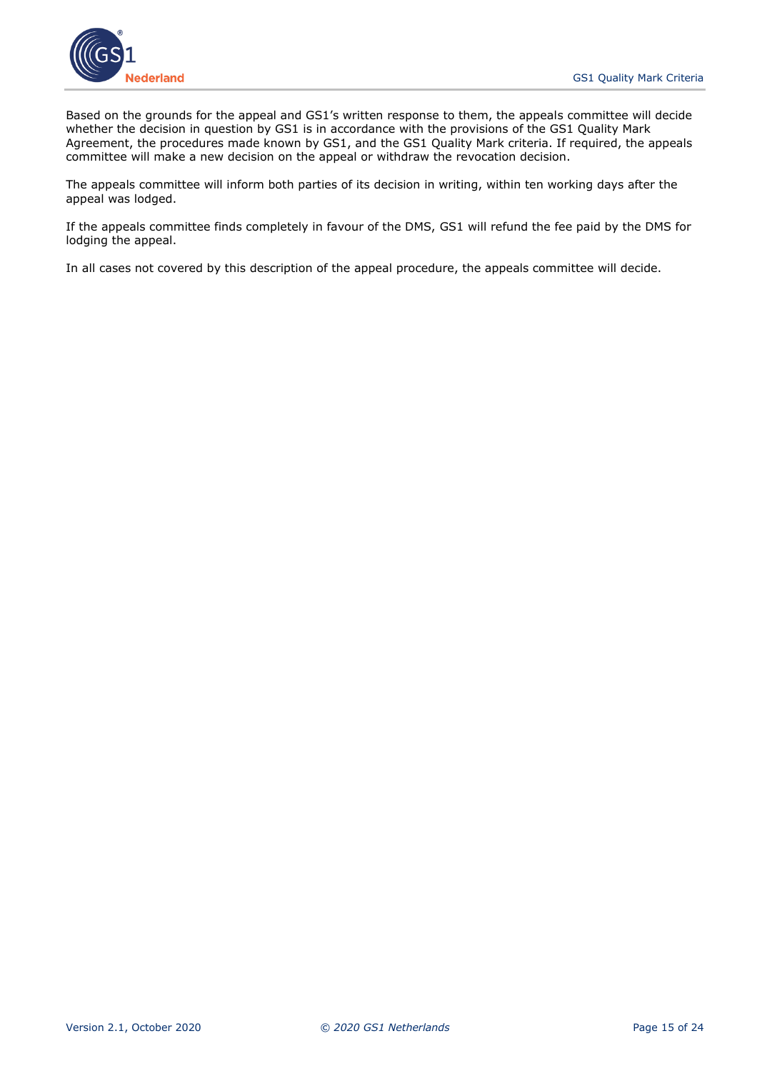Based on the grounds for the appeal and GS1's written response to them, the appeals committee will decide whether the decision in question by GS1 is in accordance with the provisions of the GS1 Quality Mark Agreement, the procedures made known by GS1, and the GS1 Quality Mark criteria. If required, the appeals committee will make a new decision on the appeal or withdraw the revocation decision.

The appeals committee will inform both parties of its decision in writing, within ten working days after the appeal was lodged.

If the appeals committee finds completely in favour of the DMS, GS1 will refund the fee paid by the DMS for lodging the appeal.

In all cases not covered by this description of the appeal procedure, the appeals committee will decide.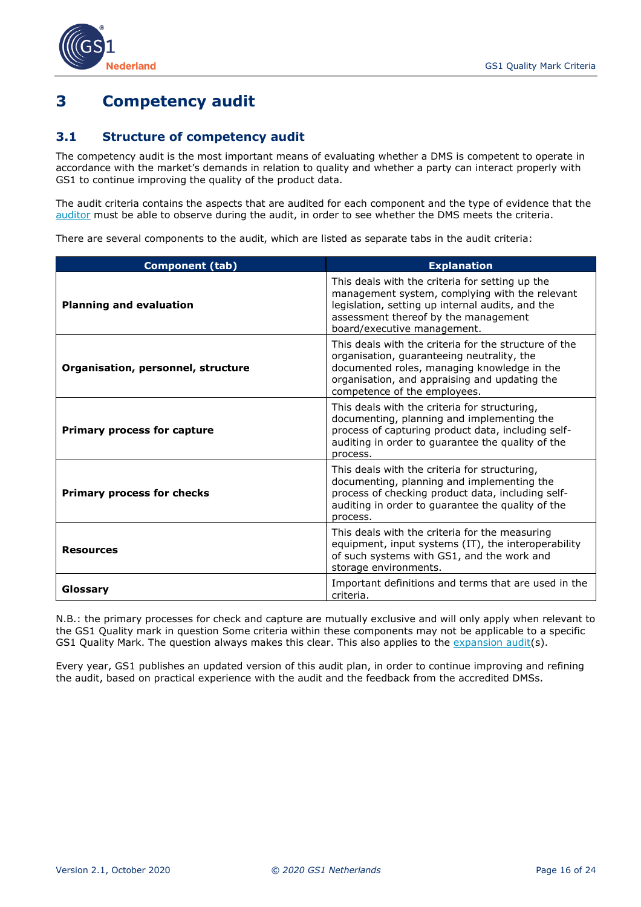# 3 Competency audit

## 3.1 Structure of competency audit

The competency audit is the most important means of evaluating whether a DMS is competent to operate in accordance with the market's demands in relation to quality and whether a party can interact properly with GS1 to continue improving the quality of the product data.

The audit criteria contains the aspects that are audited for each component and the type of evidence that the auditor must be able to observe during the audit, in order to see whether the DMS meets the criteria.

There are several components to the audit, which are listed as separate tabs in the audit criteria:

| Component (tab) | Explanation |
|---|---|
| **Planning and evaluation** | This deals with the criteria for setting up the management system, complying with the relevant legislation, setting up internal audits, and the assessment thereof by the management board/executive management. |
| **Organisation, personnel, structure** | This deals with the criteria for the structure of the organisation, guaranteeing neutrality, the documented roles, managing knowledge in the organisation, and appraising and updating the competence of the employees. |
| **Primary process for capture** | This deals with the criteria for structuring, documenting, planning and implementing the process of capturing product data, including self-auditing in order to guarantee the quality of the process. |
| **Primary process for checks** | This deals with the criteria for structuring, documenting, planning and implementing the process of checking product data, including self-auditing in order to guarantee the quality of the process. |
| **Resources** | This deals with the criteria for the measuring equipment, input systems (IT), the interoperability of such systems with GS1, and the work and storage environments. |
| **Glossary** | Important definitions and terms that are used in the criteria. |

N.B.: the primary processes for check and capture are mutually exclusive and will only apply when relevant to the GS1 Quality mark in question Some criteria within these components may not be applicable to a specific GS1 Quality Mark. The question always makes this clear. This also applies to the expansion audit(s).

Every year, GS1 publishes an updated version of this audit plan, in order to continue improving and refining the audit, based on practical experience with the audit and the feedback from the accredited DMSs.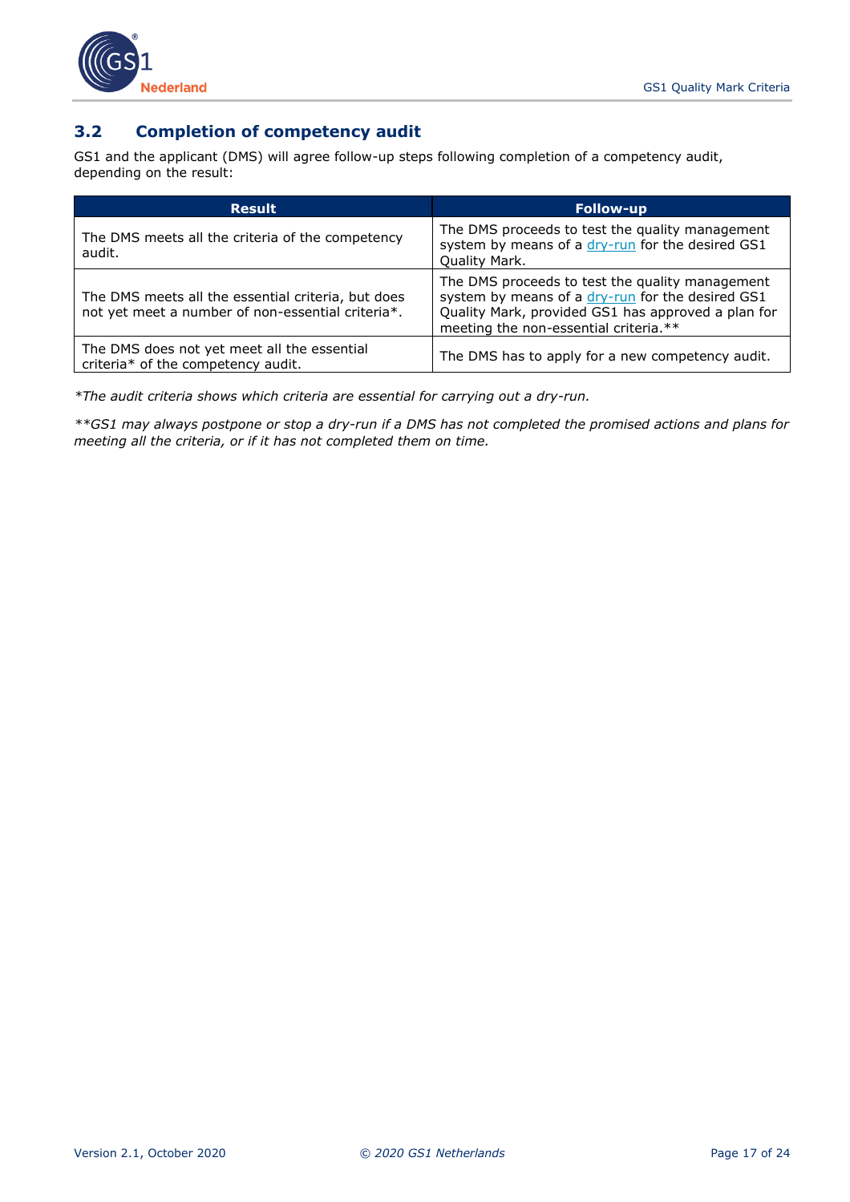## 3.2 Completion of competency audit

GS1 and the applicant (DMS) will agree follow-up steps following completion of a competency audit, depending on the result:

| Result | Follow-up |
|---|---|
| The DMS meets all the criteria of the competency audit. | The DMS proceeds to test the quality management system by means of a dry-run for the desired GS1 Quality Mark. |
| The DMS meets all the essential criteria, but does not yet meet a number of non-essential criteria*. | The DMS proceeds to test the quality management system by means of a dry-run for the desired GS1 Quality Mark, provided GS1 has approved a plan for meeting the non-essential criteria.** |
| The DMS does not yet meet all the essential criteria* of the competency audit. | The DMS has to apply for a new competency audit. |

*\*The audit criteria shows which criteria are essential for carrying out a dry-run.*

*\*\*GS1 may always postpone or stop a dry-run if a DMS has not completed the promised actions and plans for meeting all the criteria, or if it has not completed them on time.*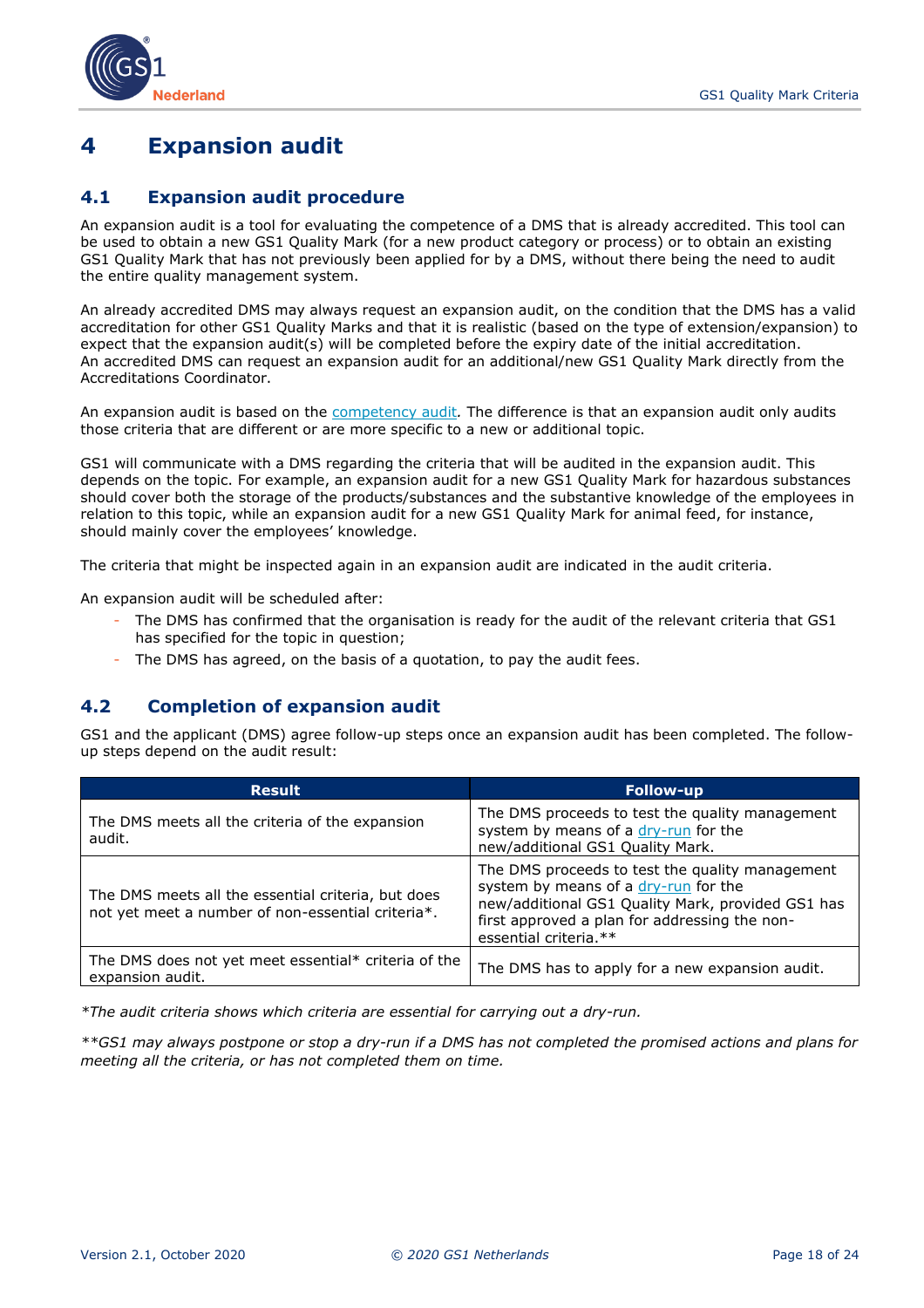# 4 Expansion audit

## 4.1 Expansion audit procedure

An expansion audit is a tool for evaluating the competence of a DMS that is already accredited. This tool can be used to obtain a new GS1 Quality Mark (for a new product category or process) or to obtain an existing GS1 Quality Mark that has not previously been applied for by a DMS, without there being the need to audit the entire quality management system.

An already accredited DMS may always request an expansion audit, on the condition that the DMS has a valid accreditation for other GS1 Quality Marks and that it is realistic (based on the type of extension/expansion) to expect that the expansion audit(s) will be completed before the expiry date of the initial accreditation.
An accredited DMS can request an expansion audit for an additional/new GS1 Quality Mark directly from the Accreditations Coordinator.

An expansion audit is based on the competency audit. The difference is that an expansion audit only audits those criteria that are different or are more specific to a new or additional topic.

GS1 will communicate with a DMS regarding the criteria that will be audited in the expansion audit. This depends on the topic. For example, an expansion audit for a new GS1 Quality Mark for hazardous substances should cover both the storage of the products/substances and the substantive knowledge of the employees in relation to this topic, while an expansion audit for a new GS1 Quality Mark for animal feed, for instance, should mainly cover the employees' knowledge.

The criteria that might be inspected again in an expansion audit are indicated in the audit criteria.

An expansion audit will be scheduled after:

- The DMS has confirmed that the organisation is ready for the audit of the relevant criteria that GS1 has specified for the topic in question;
- The DMS has agreed, on the basis of a quotation, to pay the audit fees.

## 4.2 Completion of expansion audit

GS1 and the applicant (DMS) agree follow-up steps once an expansion audit has been completed. The follow-up steps depend on the audit result:

| Result | Follow-up |
|---|---|
| The DMS meets all the criteria of the expansion audit. | The DMS proceeds to test the quality management system by means of a dry-run for the new/additional GS1 Quality Mark. |
| The DMS meets all the essential criteria, but does not yet meet a number of non-essential criteria*. | The DMS proceeds to test the quality management system by means of a dry-run for the new/additional GS1 Quality Mark, provided GS1 has first approved a plan for addressing the non-essential criteria.** |
| The DMS does not yet meet essential* criteria of the expansion audit. | The DMS has to apply for a new expansion audit. |

*\*The audit criteria shows which criteria are essential for carrying out a dry-run.*

*\*\*GS1 may always postpone or stop a dry-run if a DMS has not completed the promised actions and plans for meeting all the criteria, or has not completed them on time.*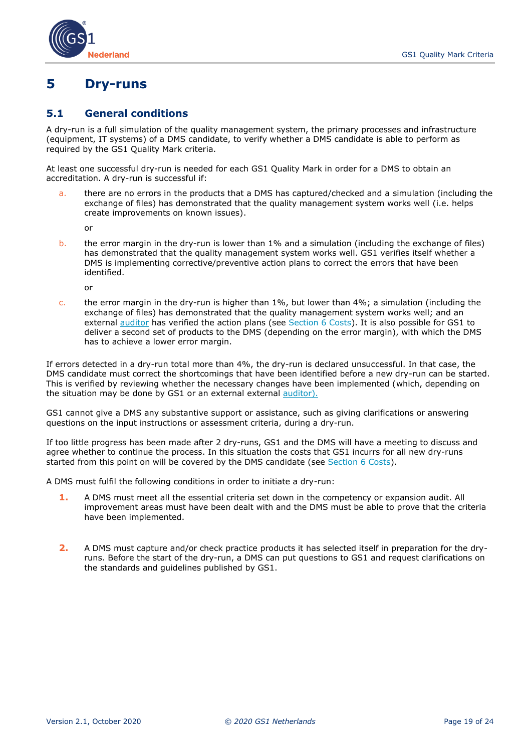# 5 Dry-runs

## 5.1 General conditions

A dry-run is a full simulation of the quality management system, the primary processes and infrastructure (equipment, IT systems) of a DMS candidate, to verify whether a DMS candidate is able to perform as required by the GS1 Quality Mark criteria.

At least one successful dry-run is needed for each GS1 Quality Mark in order for a DMS to obtain an accreditation. A dry-run is successful if:

a. there are no errors in the products that a DMS has captured/checked and a simulation (including the exchange of files) has demonstrated that the quality management system works well (i.e. helps create improvements on known issues).

   or

b. the error margin in the dry-run is lower than 1% and a simulation (including the exchange of files) has demonstrated that the quality management system works well. GS1 verifies itself whether a DMS is implementing corrective/preventive action plans to correct the errors that have been identified.

   or

c. the error margin in the dry-run is higher than 1%, but lower than 4%; a simulation (including the exchange of files) has demonstrated that the quality management system works well; and an external auditor has verified the action plans (see Section 6 Costs). It is also possible for GS1 to deliver a second set of products to the DMS (depending on the error margin), with which the DMS has to achieve a lower error margin.

If errors detected in a dry-run total more than 4%, the dry-run is declared unsuccessful. In that case, the DMS candidate must correct the shortcomings that have been identified before a new dry-run can be started. This is verified by reviewing whether the necessary changes have been implemented (which, depending on the situation may be done by GS1 or an external external auditor).

GS1 cannot give a DMS any substantive support or assistance, such as giving clarifications or answering questions on the input instructions or assessment criteria, during a dry-run.

If too little progress has been made after 2 dry-runs, GS1 and the DMS will have a meeting to discuss and agree whether to continue the process. In this situation the costs that GS1 incurrs for all new dry-runs started from this point on will be covered by the DMS candidate (see Section 6 Costs).

A DMS must fulfil the following conditions in order to initiate a dry-run:

1. A DMS must meet all the essential criteria set down in the competency or expansion audit. All improvement areas must have been dealt with and the DMS must be able to prove that the criteria have been implemented.

2. A DMS must capture and/or check practice products it has selected itself in preparation for the dry-runs. Before the start of the dry-run, a DMS can put questions to GS1 and request clarifications on the standards and guidelines published by GS1.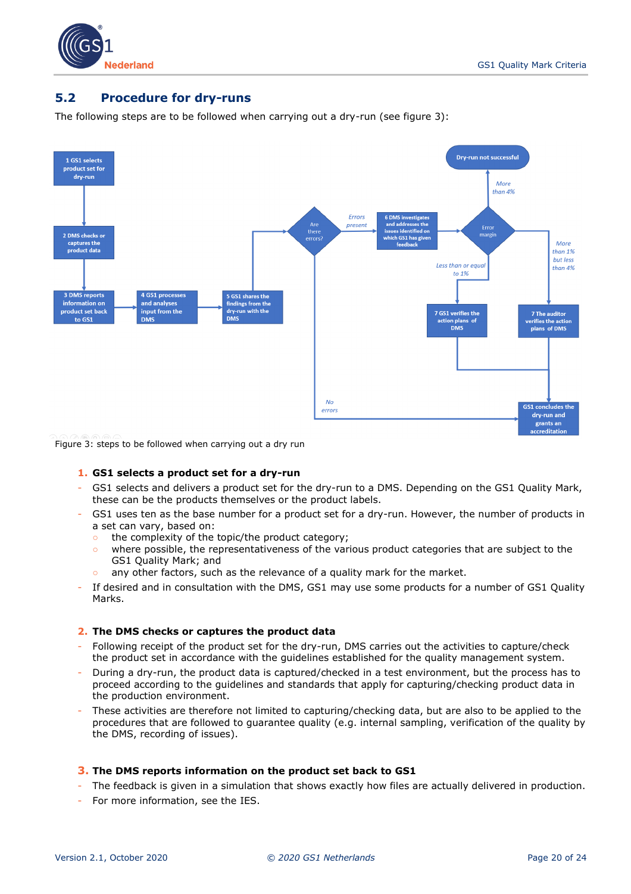## 5.2 Procedure for dry-runs

The following steps are to be followed when carrying out a dry-run (see figure 3):

Figure 3: steps to be followed when carrying out a dry run

### 1. GS1 selects a product set for a dry-run

- GS1 selects and delivers a product set for the dry-run to a DMS. Depending on the GS1 Quality Mark, these can be the products themselves or the product labels.
- GS1 uses ten as the base number for a product set for a dry-run. However, the number of products in a set can vary, based on:
  - the complexity of the topic/the product category;
  - where possible, the representativeness of the various product categories that are subject to the GS1 Quality Mark; and
  - any other factors, such as the relevance of a quality mark for the market.
- If desired and in consultation with the DMS, GS1 may use some products for a number of GS1 Quality Marks.

### 2. The DMS checks or captures the product data

- Following receipt of the product set for the dry-run, DMS carries out the activities to capture/check the product set in accordance with the guidelines established for the quality management system.
- During a dry-run, the product data is captured/checked in a test environment, but the process has to proceed according to the guidelines and standards that apply for capturing/checking product data in the production environment.
- These activities are therefore not limited to capturing/checking data, but are also to be applied to the procedures that are followed to guarantee quality (e.g. internal sampling, verification of the quality by the DMS, recording of issues).

### 3. The DMS reports information on the product set back to GS1

- The feedback is given in a simulation that shows exactly how files are actually delivered in production.
- For more information, see the IES.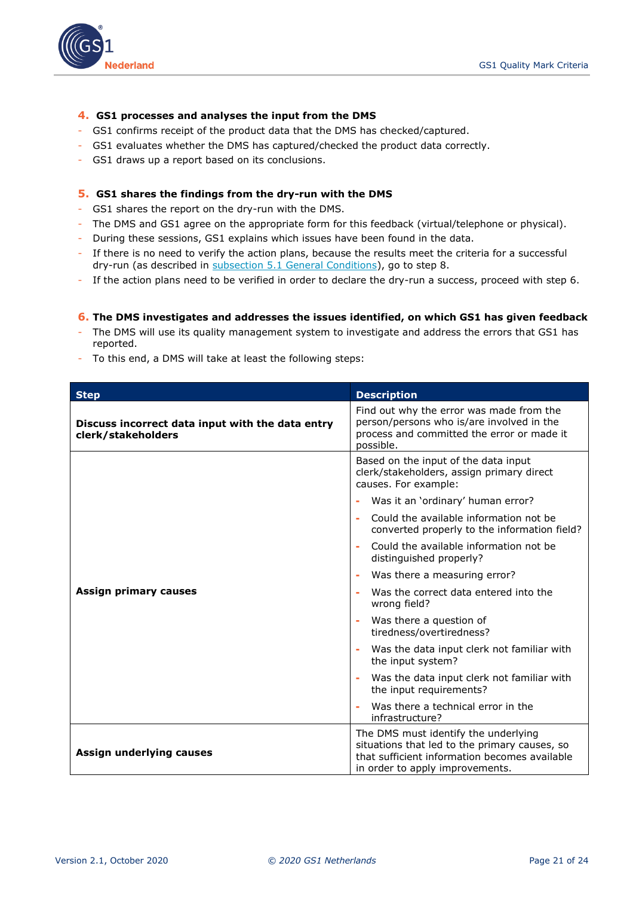### 4. GS1 processes and analyses the input from the DMS

- GS1 confirms receipt of the product data that the DMS has checked/captured.
- GS1 evaluates whether the DMS has captured/checked the product data correctly.
- GS1 draws up a report based on its conclusions.

### 5. GS1 shares the findings from the dry-run with the DMS

- GS1 shares the report on the dry-run with the DMS.
- The DMS and GS1 agree on the appropriate form for this feedback (virtual/telephone or physical).
- During these sessions, GS1 explains which issues have been found in the data.
- If there is no need to verify the action plans, because the results meet the criteria for a successful dry-run (as described in subsection 5.1 General Conditions), go to step 8.
- If the action plans need to be verified in order to declare the dry-run a success, proceed with step 6.

### 6. The DMS investigates and addresses the issues identified, on which GS1 has given feedback

- The DMS will use its quality management system to investigate and address the errors that GS1 has reported.
- To this end, a DMS will take at least the following steps:

| Step | Description |
|---|---|
| **Discuss incorrect data input with the data entry clerk/stakeholders** | Find out why the error was made from the person/persons who is/are involved in the process and committed the error or made it possible. |
| **Assign primary causes** | Based on the input of the data input clerk/stakeholders, assign primary direct causes. For example:<br>- Was it an 'ordinary' human error?<br>- Could the available information not be converted properly to the information field?<br>- Could the available information not be distinguished properly?<br>- Was there a measuring error?<br>- Was the correct data entered into the wrong field?<br>- Was there a question of tiredness/overtiredness?<br>- Was the data input clerk not familiar with the input system?<br>- Was the data input clerk not familiar with the input requirements?<br>- Was there a technical error in the infrastructure? |
| **Assign underlying causes** | The DMS must identify the underlying situations that led to the primary causes, so that sufficient information becomes available in order to apply improvements. |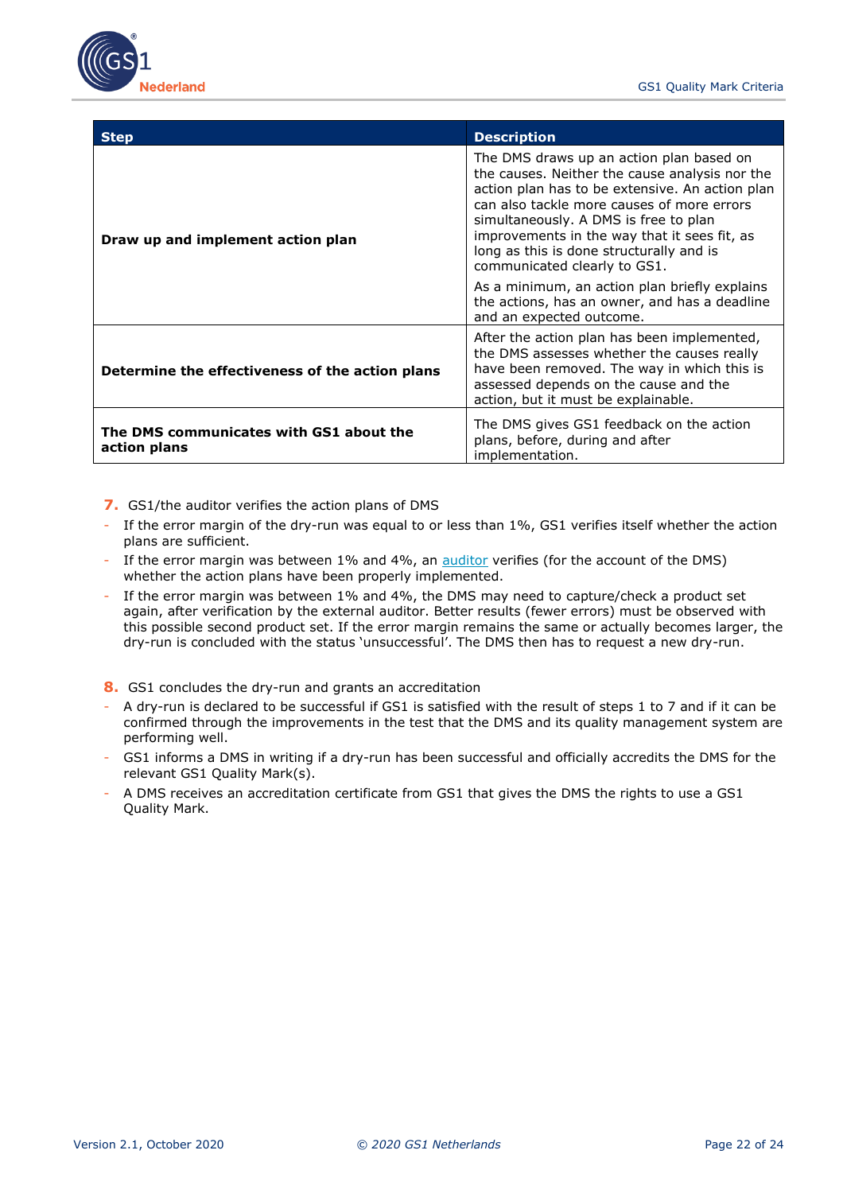| Step | Description |
| --- | --- |
| **Draw up and implement action plan** | The DMS draws up an action plan based on the causes. Neither the cause analysis nor the action plan has to be extensive. An action plan can also tackle more causes of more errors simultaneously. A DMS is free to plan improvements in the way that it sees fit, as long as this is done structurally and is communicated clearly to GS1. As a minimum, an action plan briefly explains the actions, has an owner, and has a deadline and an expected outcome. |
| **Determine the effectiveness of the action plans** | After the action plan has been implemented, the DMS assesses whether the causes really have been removed. The way in which this is assessed depends on the cause and the action, but it must be explainable. |
| **The DMS communicates with GS1 about the action plans** | The DMS gives GS1 feedback on the action plans, before, during and after implementation. |

7. GS1/the auditor verifies the action plans of DMS

- If the error margin of the dry-run was equal to or less than 1%, GS1 verifies itself whether the action plans are sufficient.
- If the error margin was between 1% and 4%, an auditor verifies (for the account of the DMS) whether the action plans have been properly implemented.
- If the error margin was between 1% and 4%, the DMS may need to capture/check a product set again, after verification by the external auditor. Better results (fewer errors) must be observed with this possible second product set. If the error margin remains the same or actually becomes larger, the dry-run is concluded with the status 'unsuccessful'. The DMS then has to request a new dry-run.

8. GS1 concludes the dry-run and grants an accreditation

- A dry-run is declared to be successful if GS1 is satisfied with the result of steps 1 to 7 and if it can be confirmed through the improvements in the test that the DMS and its quality management system are performing well.
- GS1 informs a DMS in writing if a dry-run has successful and officially accredits the DMS for the relevant GS1 Quality Mark(s).
- A DMS receives an accreditation certificate from GS1 that gives the DMS the rights to use a GS1 Quality Mark.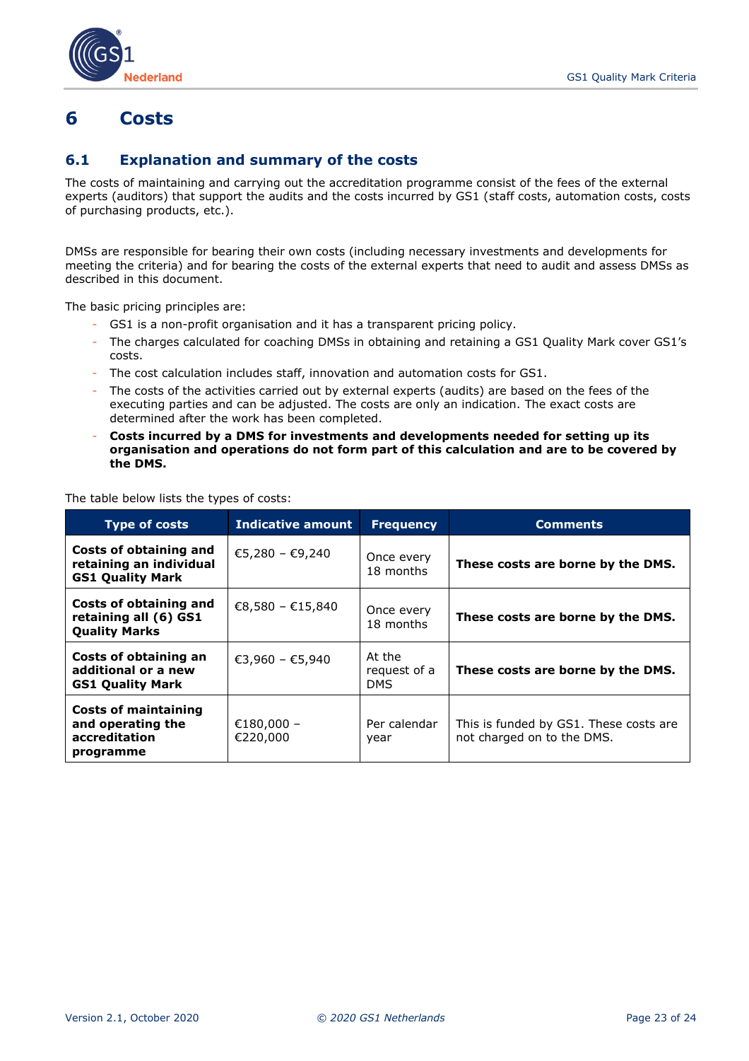# 6 Costs

## 6.1 Explanation and summary of the costs

The costs of maintaining and carrying out the accreditation programme consist of the fees of the external experts (auditors) that support the audits and the costs incurred by GS1 (staff costs, automation costs, costs of purchasing products, etc.).

DMSs are responsible for bearing their own costs (including necessary investments and developments for meeting the criteria) and for bearing the costs of the external experts that need to audit and assess DMSs as described in this document.

The basic pricing principles are:

- GS1 is a non-profit organisation and it has a transparent pricing policy.
- The charges calculated for coaching DMSs in obtaining and retaining a GS1 Quality Mark cover GS1's costs.
- The cost calculation includes staff, innovation and automation costs for GS1.
- The costs of the activities carried out by external experts (audits) are based on the fees of the executing parties and can be adjusted. The costs are only an indication. The exact costs are determined after the work has been completed.
- **Costs incurred by a DMS for investments and developments needed for setting up its organisation and operations do not form part of this calculation and are to be covered by the DMS.**

The table below lists the types of costs:

| Type of costs | Indicative amount | Frequency | Comments |
|---|---|---|---|
| **Costs of obtaining and retaining an individual GS1 Quality Mark** | €5,280 – €9,240 | Once every 18 months | **These costs are borne by the DMS.** |
| **Costs of obtaining and retaining all (6) GS1 Quality Marks** | €8,580 – €15,840 | Once every 18 months | **These costs are borne by the DMS.** |
| **Costs of obtaining an additional or a new GS1 Quality Mark** | €3,960 – €5,940 | At the request of a DMS | **These costs are borne by the DMS.** |
| **Costs of maintaining and operating the accreditation programme** | €180,000 – €220,000 | Per calendar year | This is funded by GS1. These costs are not charged on to the DMS. |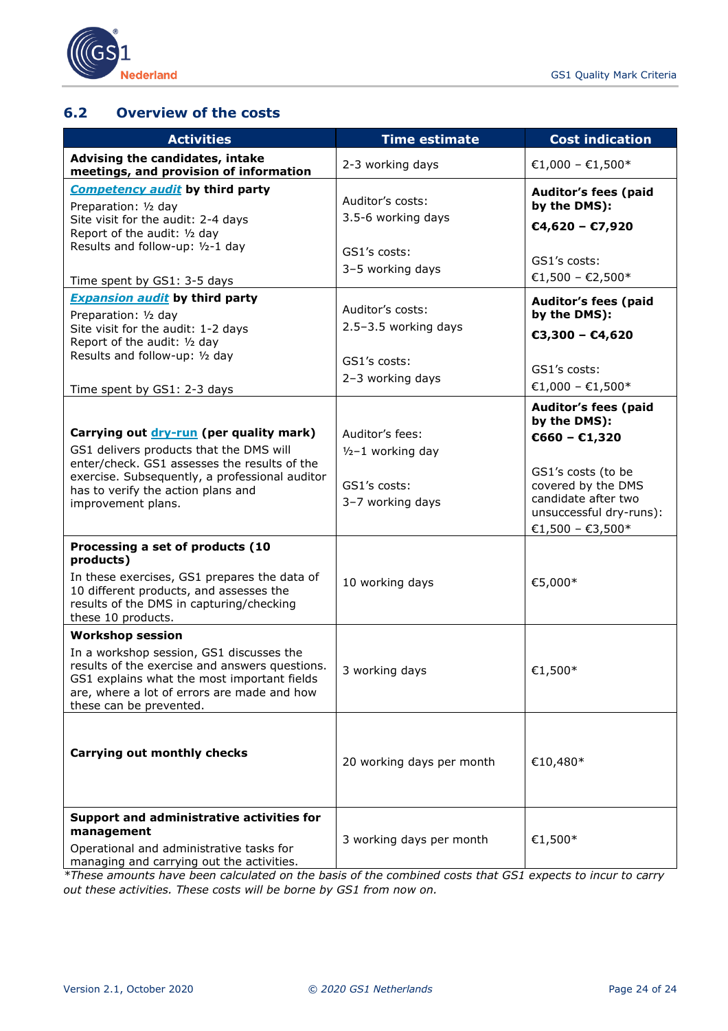## 6.2 Overview of the costs

| Activities | Time estimate | Cost indication |
|---|---|---|
| **Advising the candidates, intake meetings, and provision of information** | 2-3 working days | €1,000 – €1,500* |
| ***Competency audit*** **by third party**<br>Preparation: ½ day<br>Site visit for the audit: 2-4 days<br>Report of the audit: ½ day<br>Results and follow-up: ½-1 day<br><br>Time spent by GS1: 3-5 days | Auditor's costs:<br>3.5-6 working days<br><br>GS1's costs:<br>3–5 working days | **Auditor's fees (paid by the DMS):**<br>**€4,620 – €7,920**<br><br>GS1's costs:<br>€1,500 – €2,500* |
| ***Expansion audit*** **by third party**<br>Preparation: ½ day<br>Site visit for the audit: 1-2 days<br>Report of the audit: ½ day<br>Results and follow-up: ½ day<br><br>Time spent by GS1: 2-3 days | Auditor's costs:<br>2.5–3.5 working days<br><br>GS1's costs:<br>2–3 working days | **Auditor's fees (paid by the DMS):**<br>**€3,300 – €4,620**<br><br>GS1's costs:<br>€1,000 – €1,500* |
| **Carrying out dry-run (per quality mark)**<br>GS1 delivers products that the DMS will enter/check. GS1 assesses the results of the exercise. Subsequently, a professional auditor has to verify the action plans and improvement plans. | Auditor's fees:<br>½–1 working day<br><br>GS1's costs:<br>3–7 working days | **Auditor's fees (paid by the DMS):**<br>**€660 – €1,320**<br><br>GS1's costs (to be covered by the DMS candidate after two unsuccessful dry-runs):<br>€1,500 – €3,500* |
| **Processing a set of products (10 products)**<br>In these exercises, GS1 prepares the data of 10 different products, and assesses the results of the DMS in capturing/checking these 10 products. | 10 working days | €5,000* |
| **Workshop session**<br>In a workshop session, GS1 discusses the results of the exercise and answers questions. GS1 explains what the most important fields are, where a lot of errors are made and how these can be prevented. | 3 working days | €1,500* |
| **Carrying out monthly checks** | 20 working days per month | €10,480* |
| **Support and administrative activities for management**<br>Operational and administrative tasks for managing and carrying out the activities. | 3 working days per month | €1,500* |

*These amounts have been calculated on the basis of the combined costs that GS1 expects to incur to carry out these activities. These costs will be borne by GS1 from now on.*